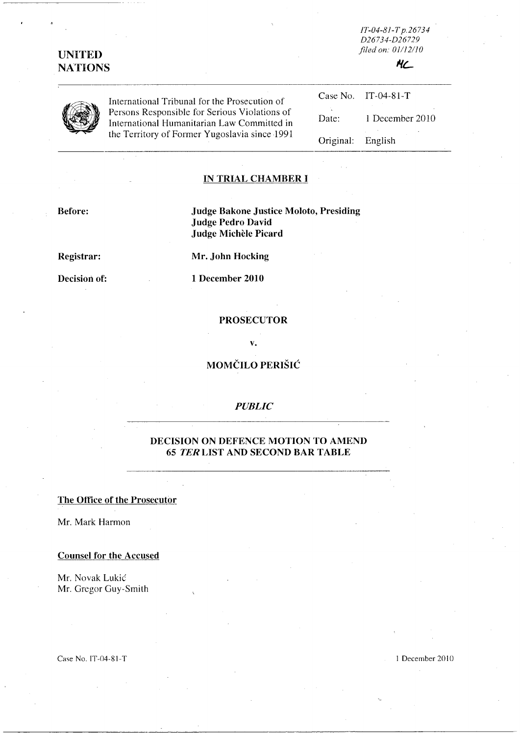IT-04-81-T p.26734
D26734-D26729
*filed on: 01/12/10*

MC

**UNITED NATIONS**

International Tribunal for the Prosecution of Persons Responsible for Serious Violations of International Humanitarian Law Committed in the Territory of Former Yugoslavia since 1991

| | |
|---|---|
| Case No. | IT-04-81-T |
| Date: | 1 December 2010 |
| Original: | English |

**IN TRIAL CHAMBER I**

**Before:** **Judge Bakone Justice Moloto, Presiding**
**Judge Pedro David**
**Judge Michèle Picard**

**Registrar:** **Mr. John Hocking**

**Decision of:** **1 December 2010**

**PROSECUTOR**

**v.**

**MOMČILO PERIŠIĆ**

***PUBLIC***

**DECISION ON DEFENCE MOTION TO AMEND 65 *TER* LIST AND SECOND BAR TABLE**

**The Office of the Prosecutor**

Mr. Mark Harmon

**Counsel for the Accused**

Mr. Novak Lukić
Mr. Gregor Guy-Smith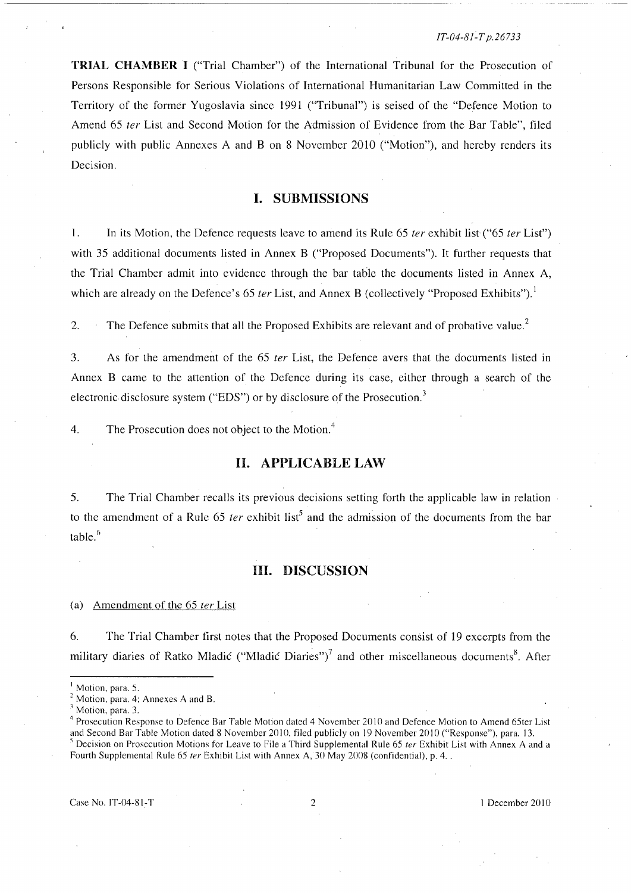**TRIAL CHAMBER I** ("Trial Chamber") of the International Tribunal for the Prosecution of Persons Responsible for Serious Violations of International Humanitarian Law Committed in the Territory of the former Yugoslavia since 1991 ("Tribunal") is seised of the "Defence Motion to Amend 65 *ter* List and Second Motion for the Admission of Evidence from the Bar Table", filed publicly with public Annexes A and B on 8 November 2010 ("Motion"), and hereby renders its Decision.

## I. SUBMISSIONS

1. In its Motion, the Defence requests leave to amend its Rule 65 *ter* exhibit list ("65 *ter* List") with 35 additional documents listed in Annex B ("Proposed Documents"). It further requests that the Trial Chamber admit into evidence through the bar table the documents listed in Annex A, which are already on the Defence's 65 *ter* List, and Annex B (collectively "Proposed Exhibits").[1]

2. The Defence submits that all the Proposed Exhibits are relevant and of probative value.[2]

3. As for the amendment of the 65 *ter* List, the Defence avers that the documents listed in Annex B came to the attention of the Defence during its case, either through a search of the electronic disclosure system ("EDS") or by disclosure of the Prosecution.[3]

4. The Prosecution does not object to the Motion.[4]

## II. APPLICABLE LAW

5. The Trial Chamber recalls its previous decisions setting forth the applicable law in relation to the amendment of a Rule 65 *ter* exhibit list[5] and the admission of the documents from the bar table.[6]

## III. DISCUSSION

(a) Amendment of the 65 *ter* List

6. The Trial Chamber first notes that the Proposed Documents consist of 19 excerpts from the military diaries of Ratko Mladić ("Mladić Diaries")[7] and other miscellaneous documents[8]. After

---

[1] Motion, para. 5.

[2] Motion, para. 4; Annexes A and B.

[3] Motion, para. 3.

[4] Prosecution Response to Defence Bar Table Motion dated 4 November 2010 and Defence Motion to Amend 65ter List and Second Bar Table Motion dated 8 November 2010, filed publicly on 19 November 2010 ("Response"), para. 13.

[5] Decision on Prosecution Motions for Leave to File a Third Supplemental Rule 65 *ter* Exhibit List with Annex A and a Fourth Supplemental Rule 65 *ter* Exhibit List with Annex A, 30 May 2008 (confidential), p. 4. .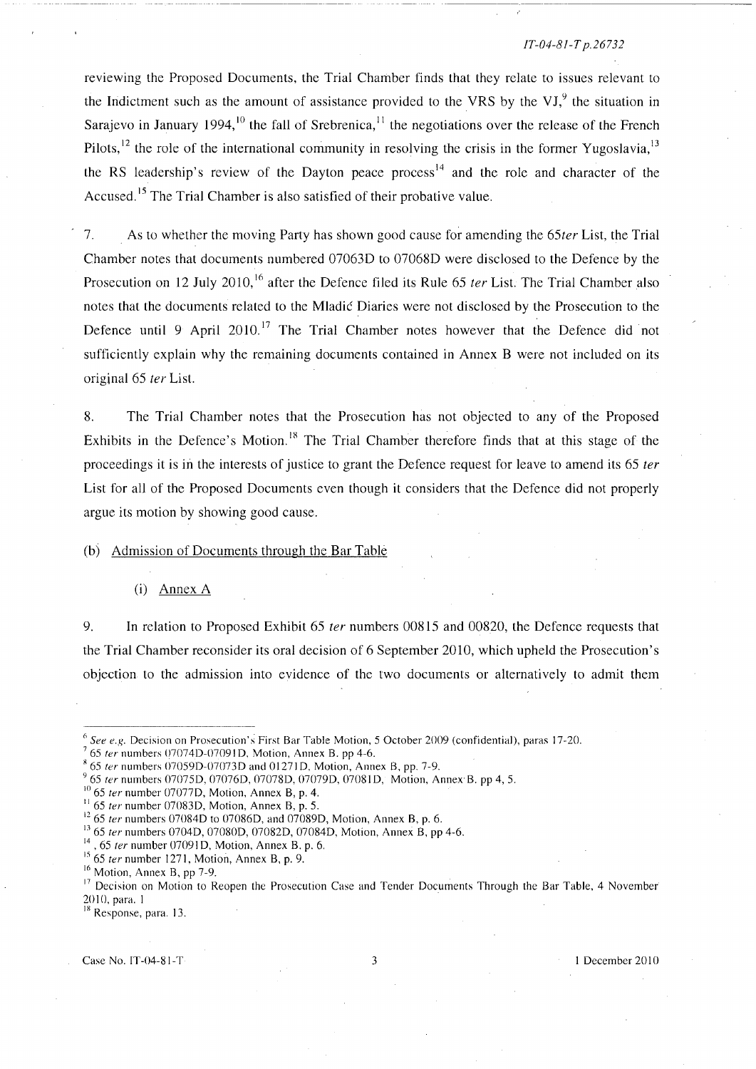reviewing the Proposed Documents, the Trial Chamber finds that they relate to issues relevant to the Indictment such as the amount of assistance provided to the VRS by the VJ,[9] the situation in Sarajevo in January 1994,[10] the fall of Srebrenica,[11] the negotiations over the release of the French Pilots,[12] the role of the international community in resolving the crisis in the former Yugoslavia,[13] the RS leadership's review of the Dayton peace process[14] and the role and character of the Accused.[15] The Trial Chamber is also satisfied of their probative value.

7. As to whether the moving Party has shown good cause for amending the 65*ter* List, the Trial Chamber notes that documents numbered 07063D to 07068D were disclosed to the Defence by the Prosecution on 12 July 2010,[16] after the Defence filed its Rule 65 *ter* List. The Trial Chamber also notes that the documents related to the Mladić Diaries were not disclosed by the Prosecution to the Defence until 9 April 2010.[17] The Trial Chamber notes however that the Defence did not sufficiently explain why the remaining documents contained in Annex B were not included on its original 65 *ter* List.

8. The Trial Chamber notes that the Prosecution has not objected to any of the Proposed Exhibits in the Defence's Motion.[18] The Trial Chamber therefore finds that at this stage of the proceedings it is in the interests of justice to grant the Defence request for leave to amend its 65 *ter* List for all of the Proposed Documents even though it considers that the Defence did not properly argue its motion by showing good cause.

(b) Admission of Documents through the Bar Table

(i) Annex A

9. In relation to Proposed Exhibit 65 *ter* numbers 00815 and 00820, the Defence requests that the Trial Chamber reconsider its oral decision of 6 September 2010, which upheld the Prosecution's objection to the admission into evidence of the two documents or alternatively to admit them

---

[6] *See e.g.* Decision on Prosecution's First Bar Table Motion, 5 October 2009 (confidential), paras 17-20.

[7] 65 *ter* numbers 07074D-07091D, Motion, Annex B. pp 4-6.

[8] 65 *ter* numbers 07059D-07073D and 01271D, Motion, Annex B, pp. 7-9.

[9] 65 *ter* numbers 07075D, 07076D, 07078D, 07079D, 07081D, Motion, Annex B. pp 4, 5.

[10] 65 *ter* number 07077D, Motion, Annex B, p. 4.

[11] 65 *ter* number 07083D, Motion, Annex B, p. 5.

[12] 65 *ter* numbers 07084D to 07086D, and 07089D, Motion, Annex B, p. 6.

[13] 65 *ter* numbers 0704D, 07080D, 07082D, 07084D, Motion, Annex B, pp 4-6.

[14] , 65 *ter* number 07091D, Motion, Annex B. p. 6.

[15] 65 *ter* number 1271, Motion, Annex B, p. 9.

[16] Motion, Annex B, pp 7-9.

[17] Decision on Motion to Reopen the Prosecution Case and Tender Documents Through the Bar Table, 4 November 2010, para. 1

[18] Response, para. 13.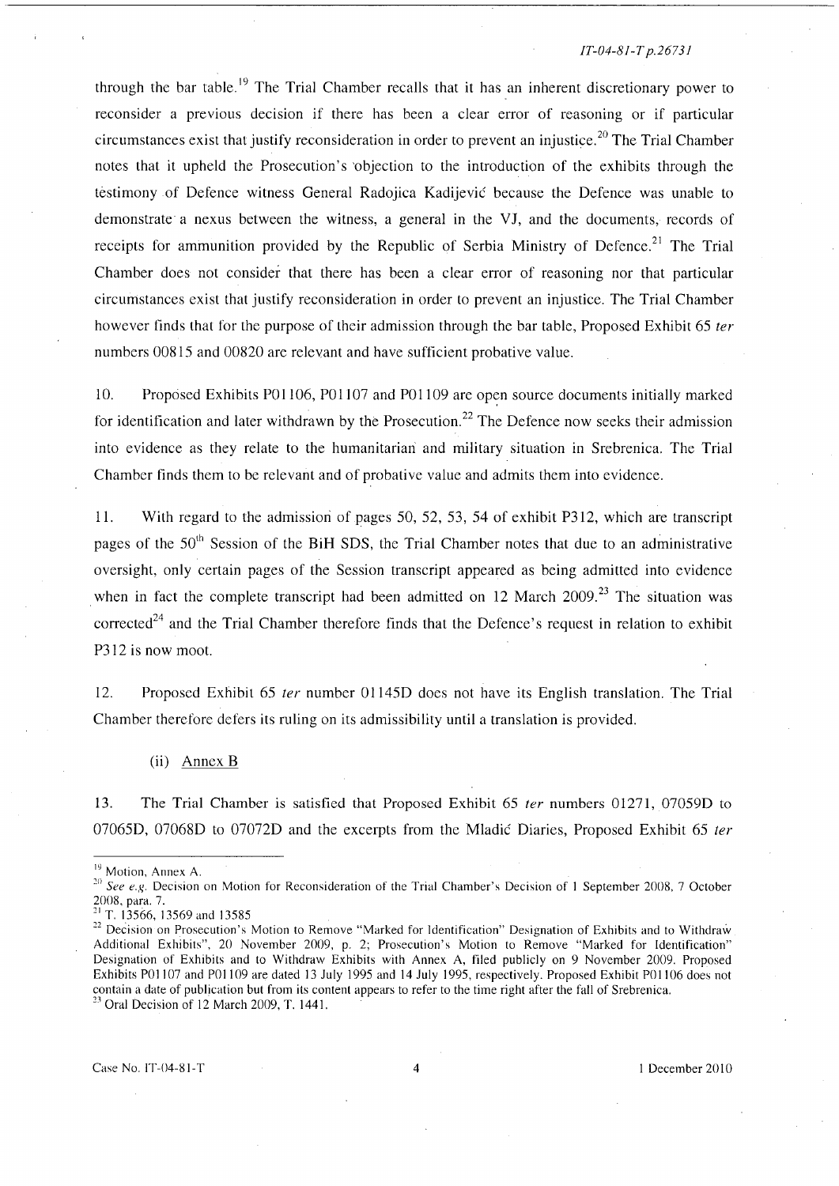through the bar table.[19] The Trial Chamber recalls that it has an inherent discretionary power to reconsider a previous decision if there has been a clear error of reasoning or if particular circumstances exist that justify reconsideration in order to prevent an injustice.[20] The Trial Chamber notes that it upheld the Prosecution's objection to the introduction of the exhibits through the testimony of Defence witness General Radojica Kadijević because the Defence was unable to demonstrate a nexus between the witness, a general in the VJ, and the documents, records of receipts for ammunition provided by the Republic of Serbia Ministry of Defence.[21] The Trial Chamber does not consider that there has been a clear error of reasoning nor that particular circumstances exist that justify reconsideration in order to prevent an injustice. The Trial Chamber however finds that for the purpose of their admission through the bar table, Proposed Exhibit 65 *ter* numbers 00815 and 00820 are relevant and have sufficient probative value.

10. Proposed Exhibits P01106, P01107 and P01109 are open source documents initially marked for identification and later withdrawn by the Prosecution.[22] The Defence now seeks their admission into evidence as they relate to the humanitarian and military situation in Srebrenica. The Trial Chamber finds them to be relevant and of probative value and admits them into evidence.

11. With regard to the admission of pages 50, 52, 53, 54 of exhibit P312, which are transcript pages of the 50th Session of the BiH SDS, the Trial Chamber notes that due to an administrative oversight, only certain pages of the Session transcript appeared as being admitted into evidence when in fact the complete transcript had been admitted on 12 March 2009.[23] The situation was corrected[24] and the Trial Chamber therefore finds that the Defence's request in relation to exhibit P312 is now moot.

12. Proposed Exhibit 65 *ter* number 01145D does not have its English translation. The Trial Chamber therefore defers its ruling on its admissibility until a translation is provided.

(ii) Annex B

13. The Trial Chamber is satisfied that Proposed Exhibit 65 *ter* numbers 01271, 07059D to 07065D, 07068D to 07072D and the excerpts from the Mladić Diaries, Proposed Exhibit 65 *ter*

---

[19] Motion, Annex A.

[20] *See e.g.* Decision on Motion for Reconsideration of the Trial Chamber's Decision of 1 September 2008, 7 October 2008, para. 7.

[21] T. 13566, 13569 and 13585

[22] Decision on Prosecution's Motion to Remove "Marked for Identification" Designation of Exhibits and to Withdraw Additional Exhibits", 20 November 2009, p. 2; Prosecution's Motion to Remove "Marked for Identification" Designation of Exhibits and to Withdraw Exhibits with Annex A, filed publicly on 9 November 2009. Proposed Exhibits P01107 and P01109 are dated 13 July 1995 and 14 July 1995, respectively. Proposed Exhibit P01106 does not contain a date of publication but from its content appears to refer to the time right after the fall of Srebrenica.

[23] Oral Decision of 12 March 2009, T. 1441.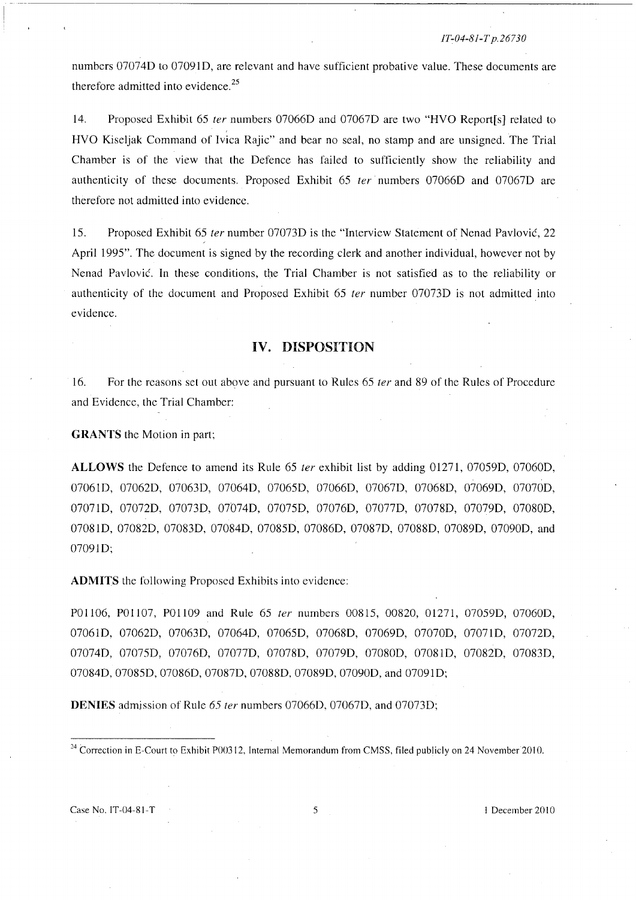numbers 07074D to 07091D, are relevant and have sufficient probative value. These documents are therefore admitted into evidence.[25]

14. Proposed Exhibit 65 *ter* numbers 07066D and 07067D are two "HVO Report[s] related to HVO Kiseljak Command of Ivica Rajic" and bear no seal, no stamp and are unsigned. The Trial Chamber is of the view that the Defence has failed to sufficiently show the reliability and authenticity of these documents. Proposed Exhibit 65 *ter* numbers 07066D and 07067D are therefore not admitted into evidence.

15. Proposed Exhibit 65 *ter* number 07073D is the "Interview Statement of Nenad Pavlović, 22 April 1995". The document is signed by the recording clerk and another individual, however not by Nenad Pavlović. In these conditions, the Trial Chamber is not satisfied as to the reliability or authenticity of the document and Proposed Exhibit 65 *ter* number 07073D is not admitted into evidence.

## IV. DISPOSITION

16. For the reasons set out above and pursuant to Rules 65 *ter* and 89 of the Rules of Procedure and Evidence, the Trial Chamber:

**GRANTS** the Motion in part;

**ALLOWS** the Defence to amend its Rule 65 *ter* exhibit list by adding 01271, 07059D, 07060D, 07061D, 07062D, 07063D, 07064D, 07065D, 07066D, 07067D, 07068D, 07069D, 07070D, 07071D, 07072D, 07073D, 07074D, 07075D, 07076D, 07077D, 07078D, 07079D, 07080D, 07081D, 07082D, 07083D, 07084D, 07085D, 07086D, 07087D, 07088D, 07089D, 07090D, and 07091D;

**ADMITS** the following Proposed Exhibits into evidence:

P01106, P01107, P01109 and Rule 65 *ter* numbers 00815, 00820, 01271, 07059D, 07060D, 07061D, 07062D, 07063D, 07064D, 07065D, 07068D, 07069D, 07070D, 07071D, 07072D, 07074D, 07075D, 07076D, 07077D, 07078D, 07079D, 07080D, 07081D, 07082D, 07083D, 07084D, 07085D, 07086D, 07087D, 07088D, 07089D, 07090D, and 07091D;

**DENIES** admission of Rule 65 *ter* numbers 07066D, 07067D, and 07073D;

---

[24] Correction in E-Court to Exhibit P00312, Internal Memorandum from CMSS, filed publicly on 24 November 2010.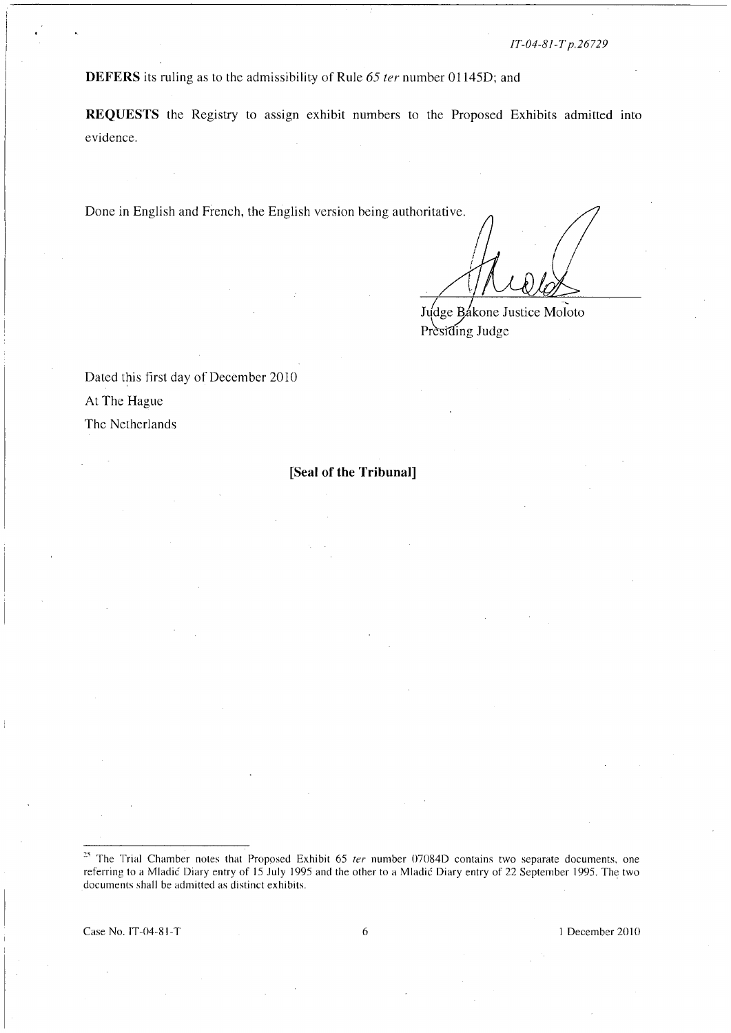**DEFERS** its ruling as to the admissibility of Rule *65 ter* number 01145D; and

**REQUESTS** the Registry to assign exhibit numbers to the Proposed Exhibits admitted into evidence.

Done in English and French, the English version being authoritative.

Judge Bakone Justice Moloto
Presiding Judge

Dated this first day of December 2010
At The Hague
The Netherlands

**[Seal of the Tribunal]**

---

[25] The Trial Chamber notes that Proposed Exhibit 65 *ter* number 07084D contains two separate documents, one referring to a Mladić Diary entry of 15 July 1995 and the other to a Mladić Diary entry of 22 September 1995. The two documents shall be admitted as distinct exhibits.